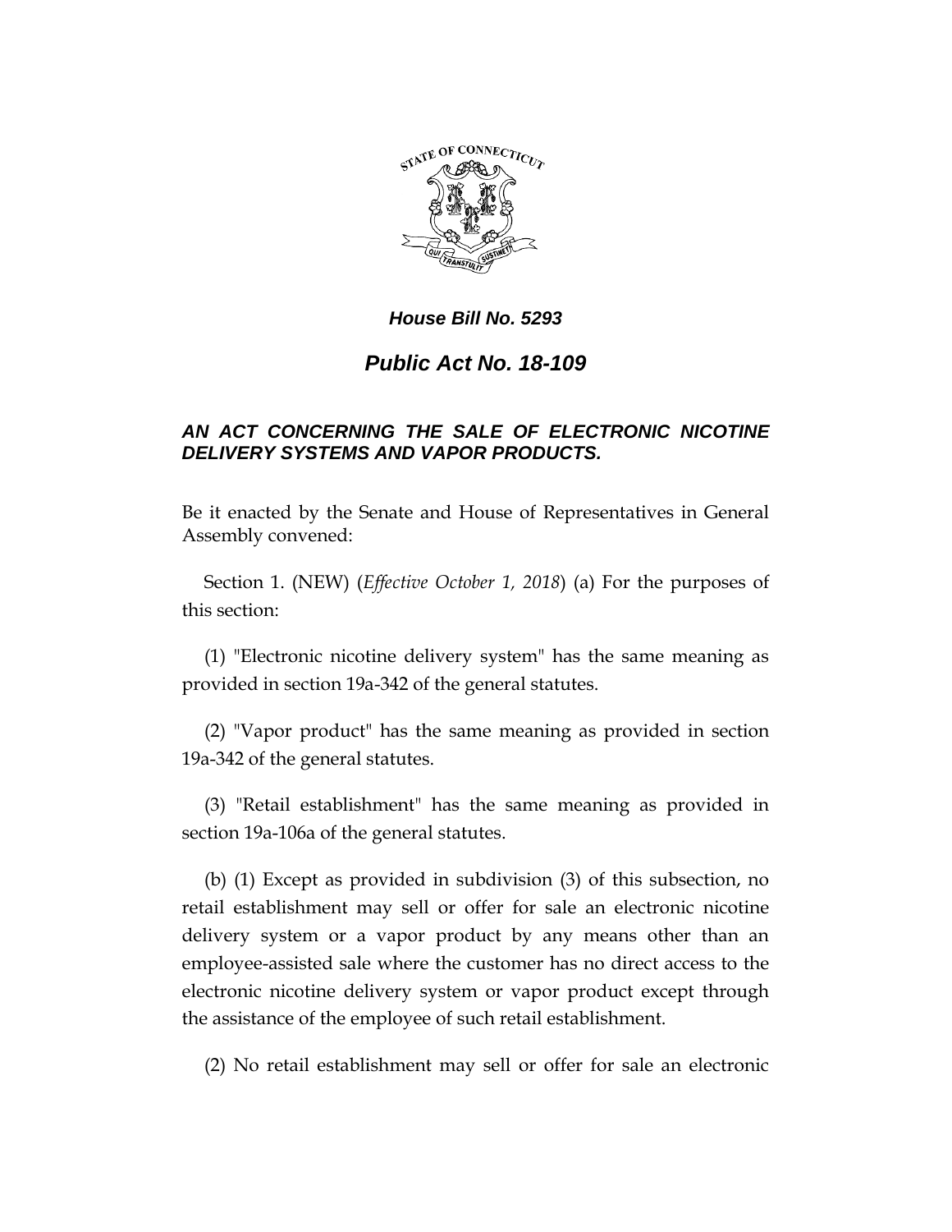*House Bill No. 5293*

# *Public Act No. 18-109*

## *AN ACT CONCERNING THE SALE OF ELECTRONIC NICOTINE DELIVERY SYSTEMS AND VAPOR PRODUCTS.*

Be it enacted by the Senate and House of Representatives in General Assembly convened:

Section 1. (NEW) (*Effective October 1, 2018*) (a) For the purposes of this section:

(1) "Electronic nicotine delivery system" has the same meaning as provided in section 19a-342 of the general statutes.

(2) "Vapor product" has the same meaning as provided in section 19a-342 of the general statutes.

(3) "Retail establishment" has the same meaning as provided in section 19a-106a of the general statutes.

(b) (1) Except as provided in subdivision (3) of this subsection, no retail establishment may sell or offer for sale an electronic nicotine delivery system or a vapor product by any means other than an employee-assisted sale where the customer has no direct access to the electronic nicotine delivery system or vapor product except through the assistance of the employee of such retail establishment.

(2) No retail establishment may sell or offer for sale an electronic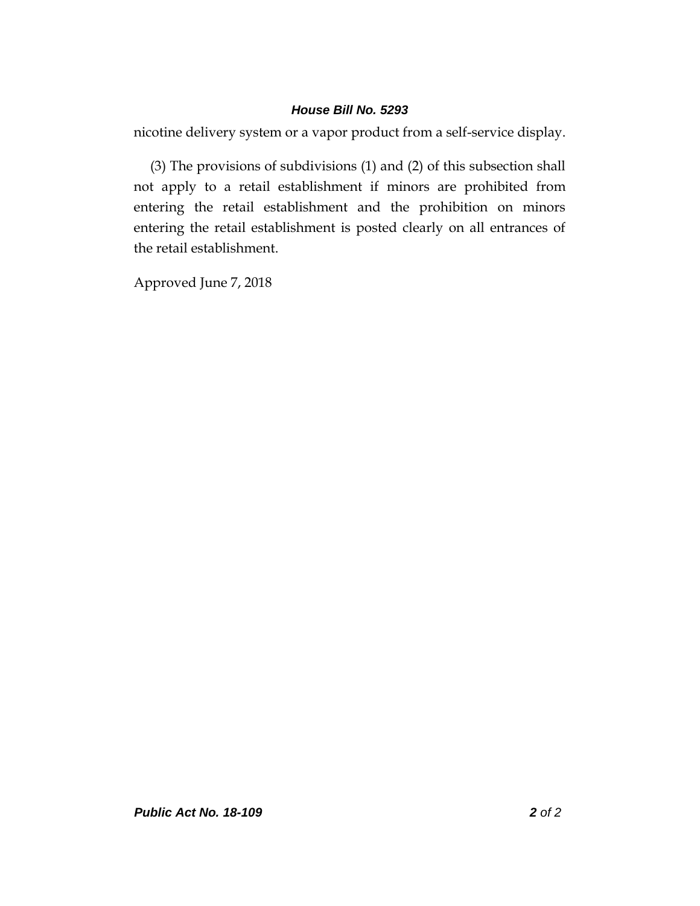nicotine delivery system or a vapor product from a self-service display.

(3) The provisions of subdivisions (1) and (2) of this subsection shall not apply to a retail establishment if minors are prohibited from entering the retail establishment and the prohibition on minors entering the retail establishment is posted clearly on all entrances of the retail establishment.

Approved June 7, 2018